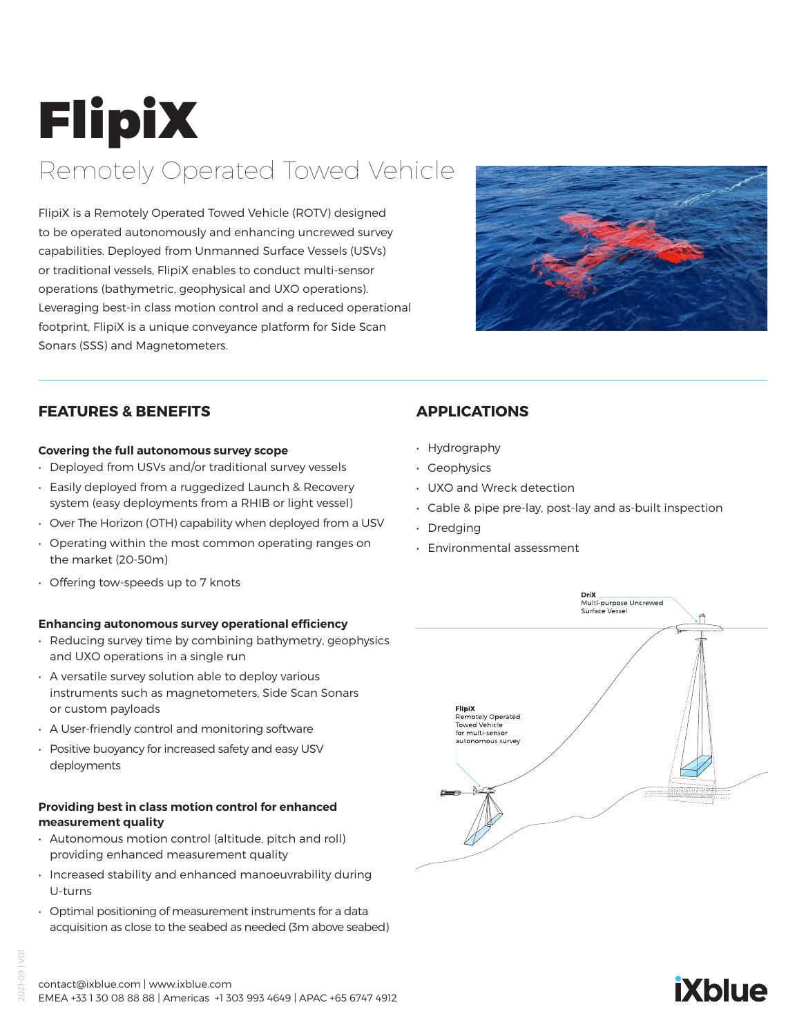# FlipiX

## Remotely Operated Towed Vehicle

FlipiX is a Remotely Operated Towed Vehicle (ROTV) designed to be operated autonomously and enhancing uncrewed survey capabilities. Deployed from Unmanned Surface Vessels (USVs) or traditional vessels, FlipiX enables to conduct multi-sensor operations (bathymetric, geophysical and UXO operations). Leveraging best-in class motion control and a reduced operational footprint, FlipiX is a unique conveyance platform for Side Scan Sonars (SSS) and Magnetometers.

## FEATURES & BENEFITS

**Covering the full autonomous survey scope**

- Deployed from USVs and/or traditional survey vessels
- Easily deployed from a ruggedized Launch & Recovery system (easy deployments from a RHIB or light vessel)
- Over The Horizon (OTH) capability when deployed from a USV
- Operating within the most common operating ranges on the market (20-50m)
- Offering tow-speeds up to 7 knots

**Enhancing autonomous survey operational efficiency**

- Reducing survey time by combining bathymetry, geophysics and UXO operations in a single run
- A versatile survey solution able to deploy various instruments such as magnetometers, Side Scan Sonars or custom payloads
- A User-friendly control and monitoring software
- Positive buoyancy for increased safety and easy USV deployments

**Providing best in class motion control for enhanced measurement quality**

- Autonomous motion control (altitude, pitch and roll) providing enhanced measurement quality
- Increased stability and enhanced manoeuvrability during U-turns
- Optimal positioning of measurement instruments for a data acquisition as close to the seabed as needed (3m above seabed)

## APPLICATIONS

- Hydrography
- Geophysics
- UXO and Wreck detection
- Cable & pipe pre-lay, post-lay and as-built inspection
- Dredging
- Environmental assessment

**DriX** Multi-purpose Uncrewed Surface Vessel

**FlipiX** Remotely Operated Towed Vehicle for multi-sensor autonomous survey

contact@ixblue.com | www.ixblue.com
EMEA +33 1 30 08 88 88 | Americas +1 303 993 4649 | APAC +65 6747 4912

iXblue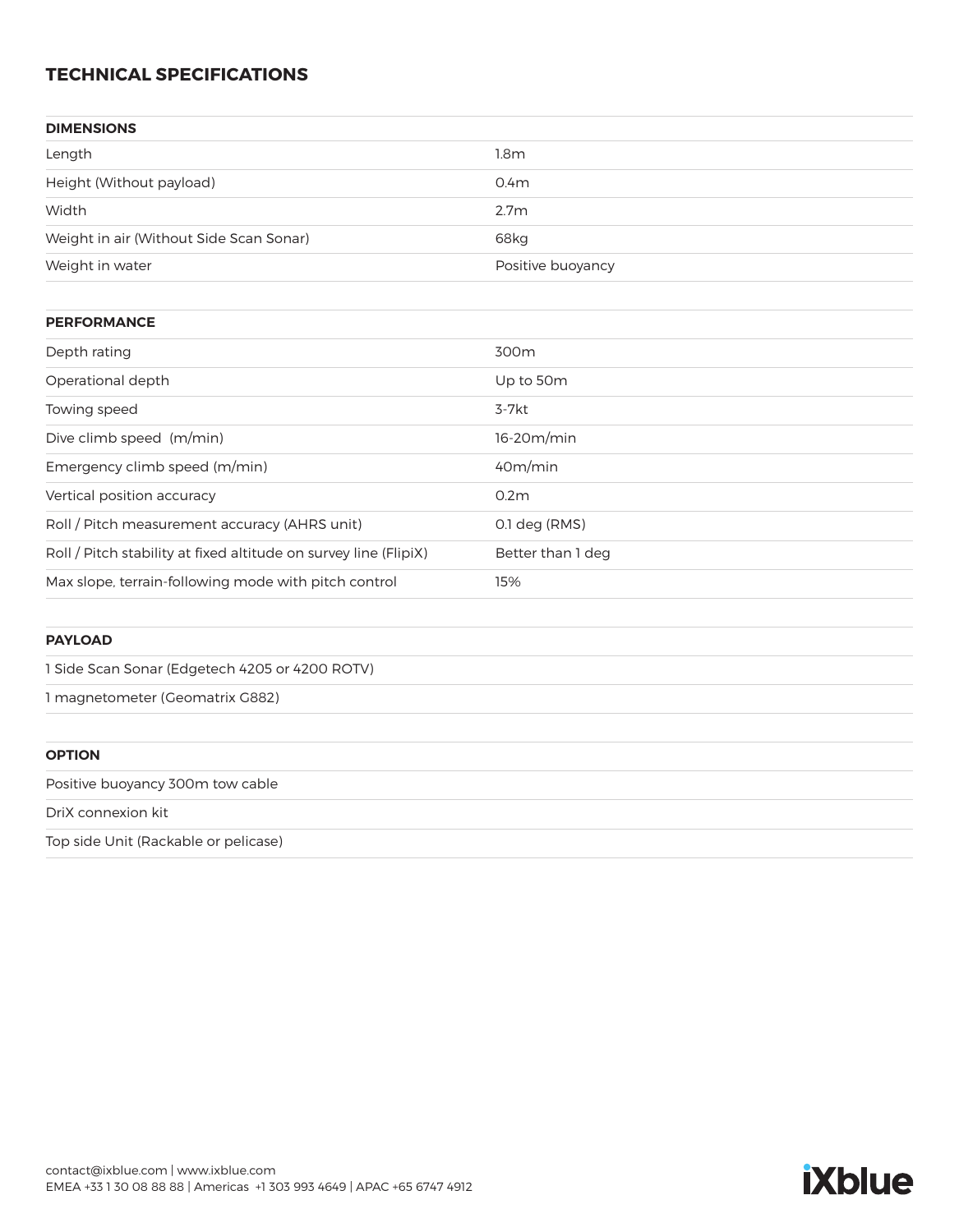## TECHNICAL SPECIFICATIONS

| | |
|---|---|
| **DIMENSIONS** | |
| Length | 1.8m |
| Height (Without payload) | 0.4m |
| Width | 2.7m |
| Weight in air (Without Side Scan Sonar) | 68kg |
| Weight in water | Positive buoyancy |

| | |
|---|---|
| **PERFORMANCE** | |
| Depth rating | 300m |
| Operational depth | Up to 50m |
| Towing speed | 3-7kt |
| Dive climb speed (m/min) | 16-20m/min |
| Emergency climb speed (m/min) | 40m/min |
| Vertical position accuracy | 0.2m |
| Roll / Pitch measurement accuracy (AHRS unit) | 0.1 deg (RMS) |
| Roll / Pitch stability at fixed altitude on survey line (FlipiX) | Better than 1 deg |
| Max slope, terrain-following mode with pitch control | 15% |

| |
|---|
| **PAYLOAD** |
| 1 Side Scan Sonar (Edgetech 4205 or 4200 ROTV) |
| 1 magnetometer (Geomatrix G882) |

| |
|---|
| **OPTION** |
| Positive buoyancy 300m tow cable |
| DriX connexion kit |
| Top side Unit (Rackable or pelicase) |

contact@ixblue.com | www.ixblue.com
EMEA +33 1 30 08 88 88 | Americas +1 303 993 4649 | APAC +65 6747 4912

iXblue